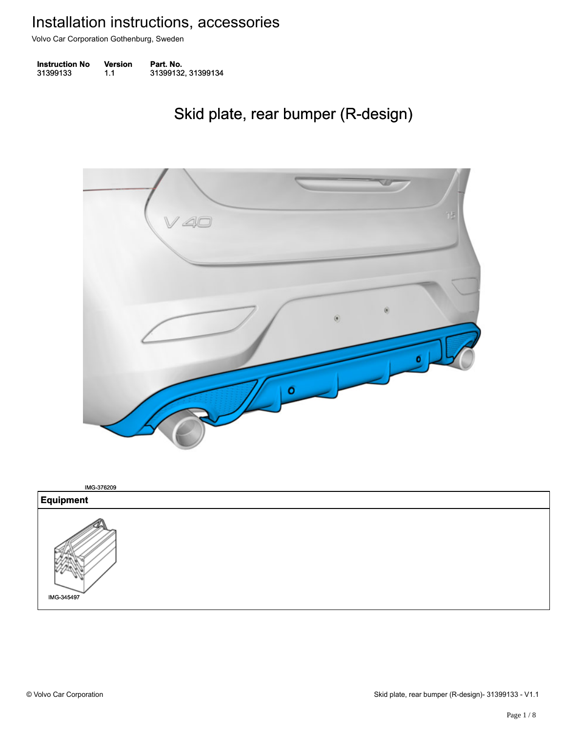# Installation instructions, accessories

Volvo Car Corporation Gothenburg, Sweden

| Instruction No | Version | Part. No. |
| --- | --- | --- |
| 31399133 | 1.1 | 31399132, 31399134 |

## Skid plate, rear bumper (R-design)

IMG-376209

| Equipment |
| --- |
| IMG-345497 |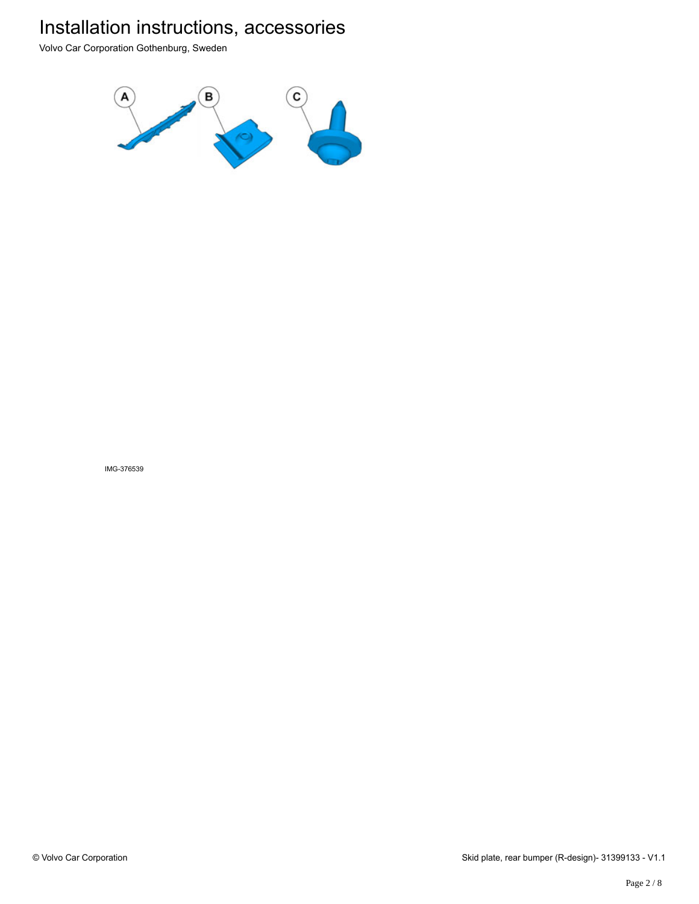# Installation instructions, accessories

Volvo Car Corporation Gothenburg, Sweden

A B C

IMG-376539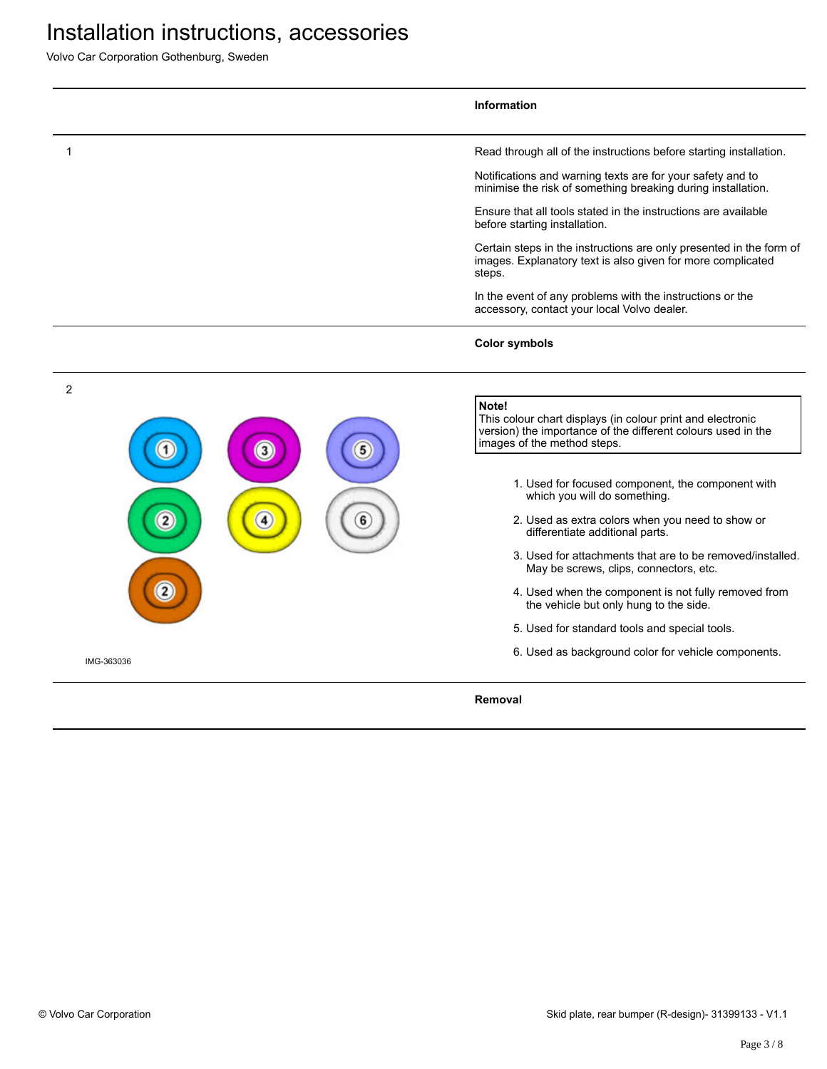# Installation instructions, accessories

Volvo Car Corporation Gothenburg, Sweden

**Information**

1

Read through all of the instructions before starting installation.

Notifications and warning texts are for your safety and to minimise the risk of something breaking during installation.

Ensure that all tools stated in the instructions are available before starting installation.

Certain steps in the instructions are only presented in the form of images. Explanatory text is also given for more complicated steps.

In the event of any problems with the instructions or the accessory, contact your local Volvo dealer.

**Color symbols**

2

IMG-363036

> **Note!**
> This colour chart displays (in colour print and electronic version) the importance of the different colours used in the images of the method steps.

1. Used for focused component, the component with which you will do something.
2. Used as extra colors when you need to show or differentiate additional parts.
3. Used for attachments that are to be removed/installed. May be screws, clips, connectors, etc.
4. Used when the component is not fully removed from the vehicle but only hung to the side.
5. Used for standard tools and special tools.
6. Used as background color for vehicle components.

**Removal**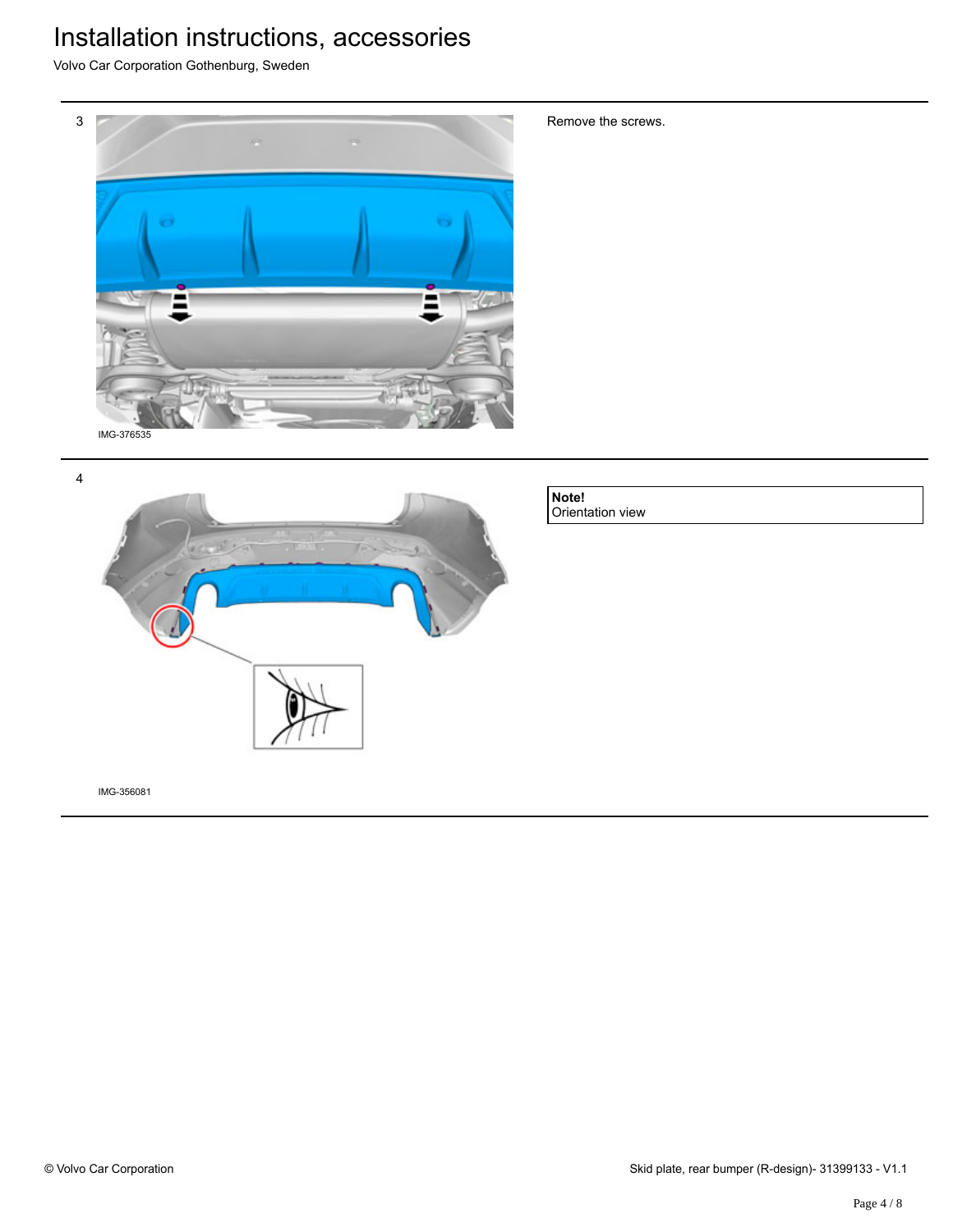3

IMG-376535

Remove the screws.

4

IMG-356081

**Note!**
Orientation view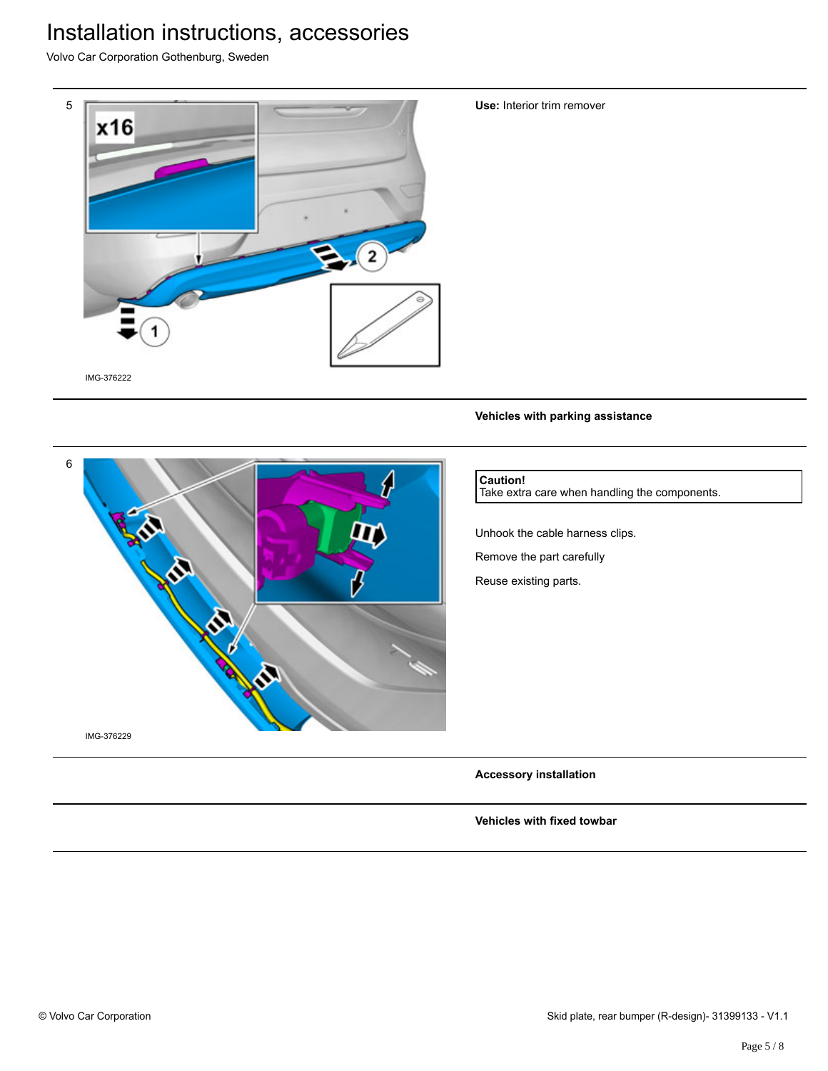5

IMG-376222

**Use:** Interior trim remover

**Vehicles with parking assistance**

6

IMG-376229

**Caution!**
Take extra care when handling the components.

Unhook the cable harness clips.

Remove the part carefully

Reuse existing parts.

**Accessory installation**

**Vehicles with fixed towbar**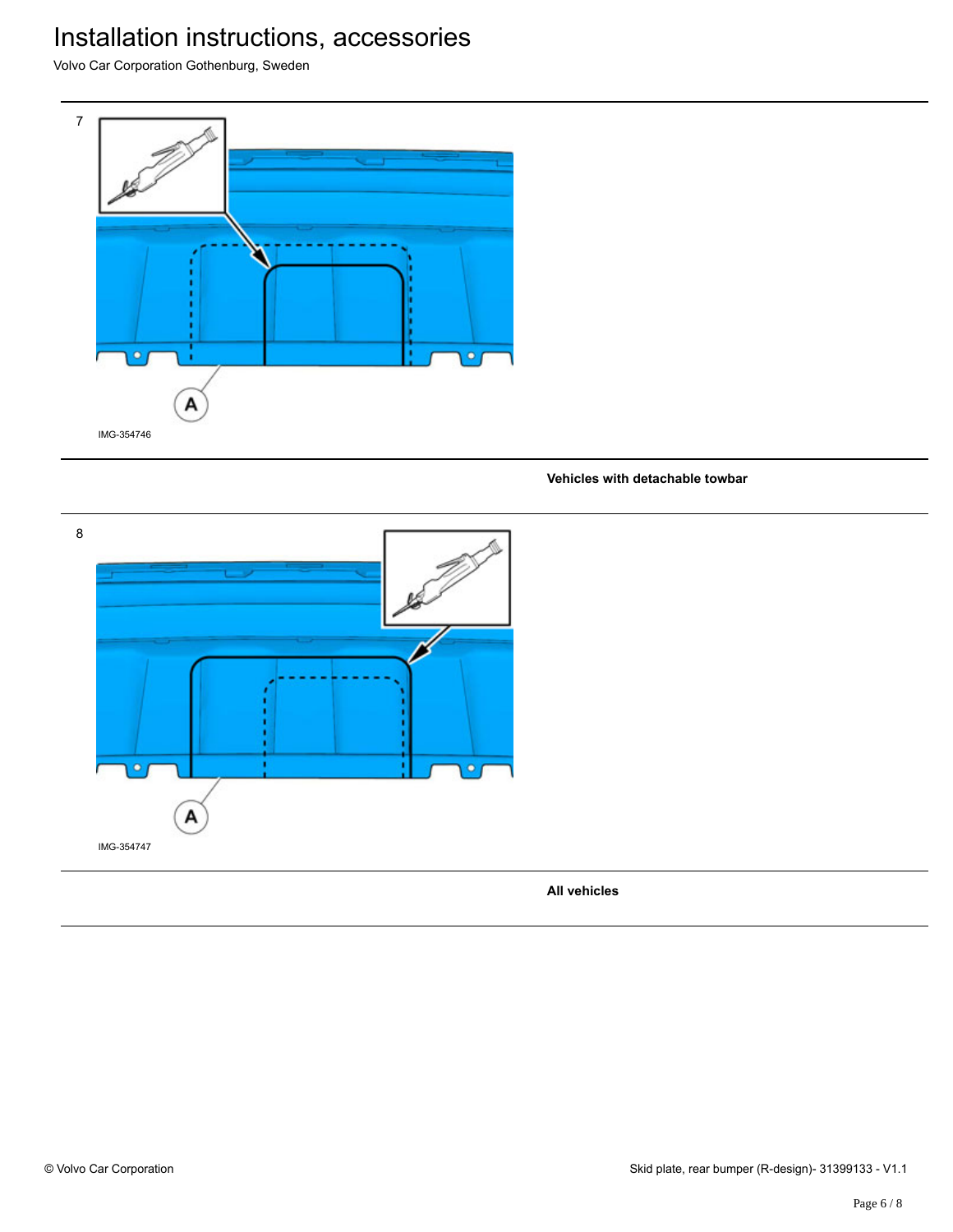7

A

IMG-354746

**Vehicles with detachable towbar**

8

A

IMG-354747

**All vehicles**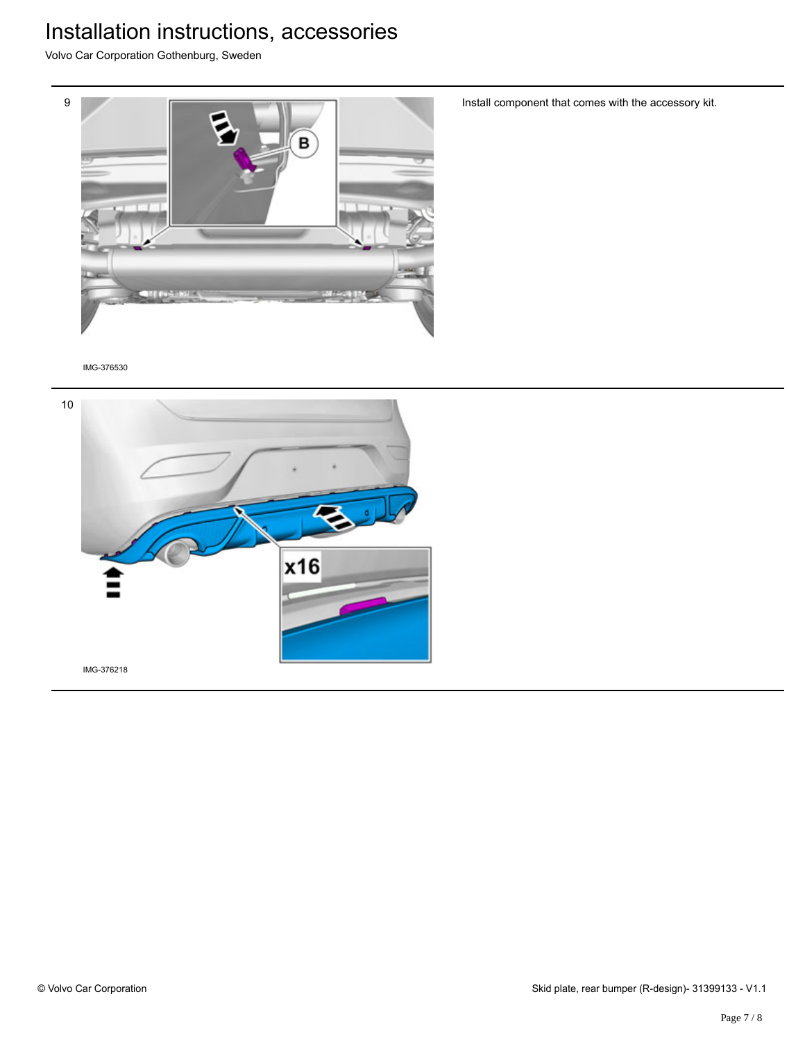9

Install component that comes with the accessory kit.

B

IMG-376530

10

x16

IMG-376218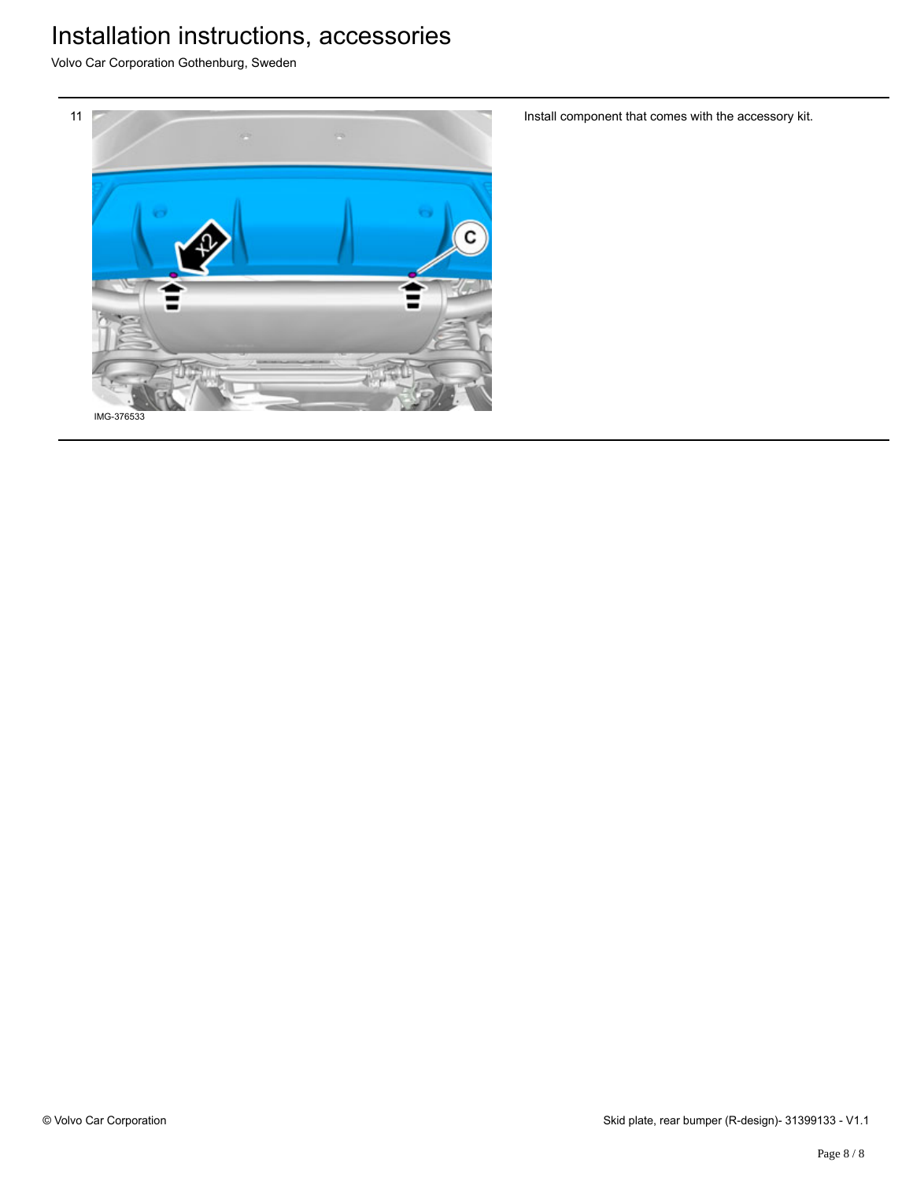11

IMG-376533

Install component that comes with the accessory kit.